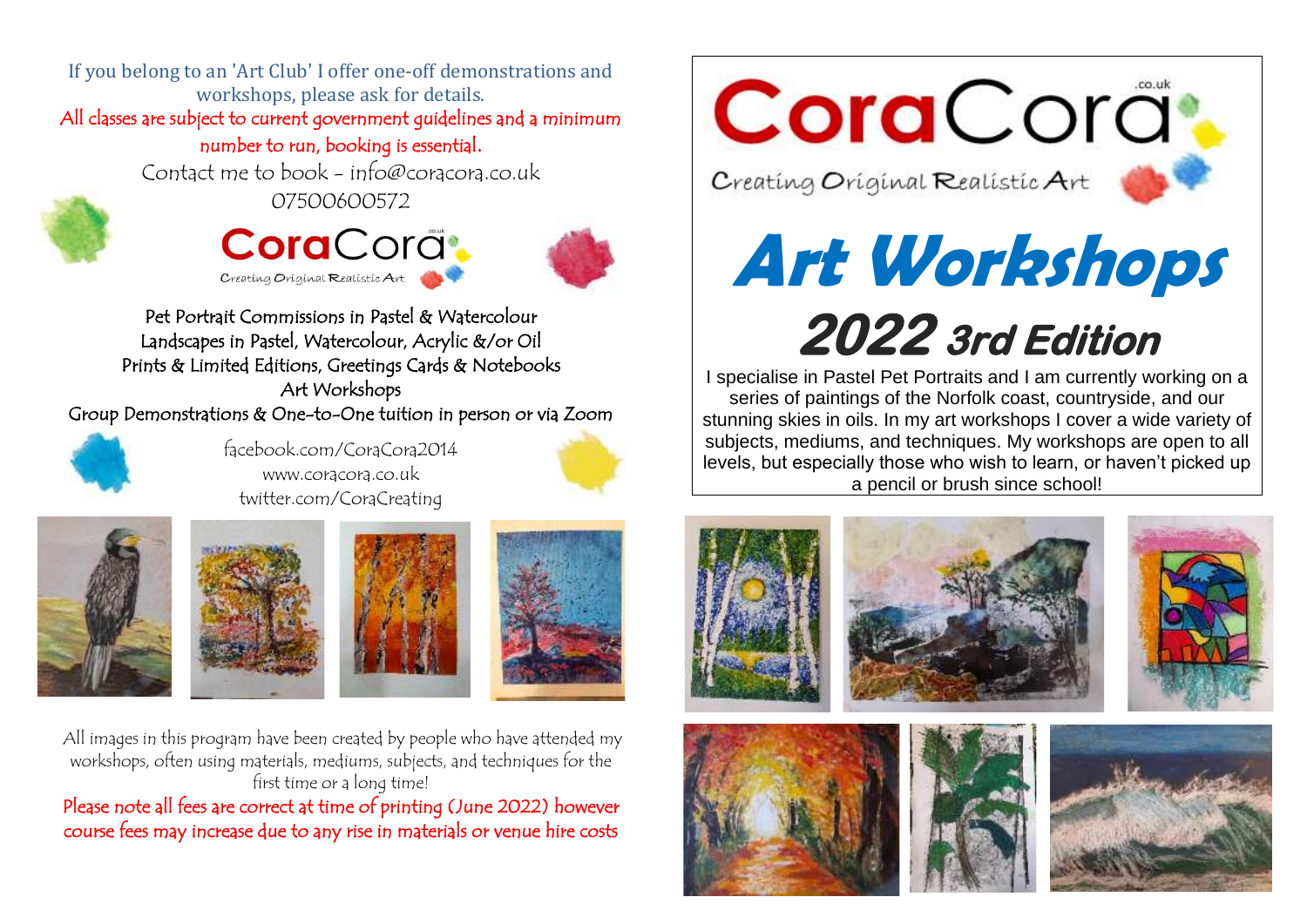If you belong to an 'Art Club' I offer one-off demonstrations and workshops, please ask for details.

All classes are subject to current government guidelines and a minimum number to run, booking is essential.

Contact me to book - info@coracora.co.uk
07500600572

CoraCora.co.uk
Creating Original Realistic Art

Pet Portrait Commissions in Pastel & Watercolour
Landscapes in Pastel, Watercolour, Acrylic &/or Oil
Prints & Limited Editions, Greetings Cards & Notebooks
Art Workshops
Group Demonstrations & One-to-One tuition in person or via Zoom

facebook.com/CoraCora2014
www.coracora.co.uk
twitter.com/CoraCreating

All images in this program have been created by people who have attended my workshops, often using materials, mediums, subjects, and techniques for the first time or a long time!

Please note all fees are correct at time of printing (June 2022) however course fees may increase due to any rise in materials or venue hire costs

CoraCora.co.uk
Creating Original Realistic Art

# Art Workshops

## 2022 3rd Edition

I specialise in Pastel Pet Portraits and I am currently working on a series of paintings of the Norfolk coast, countryside, and our stunning skies in oils. In my art workshops I cover a wide variety of subjects, mediums, and techniques. My workshops are open to all levels, but especially those who wish to learn, or haven't picked up a pencil or brush since school!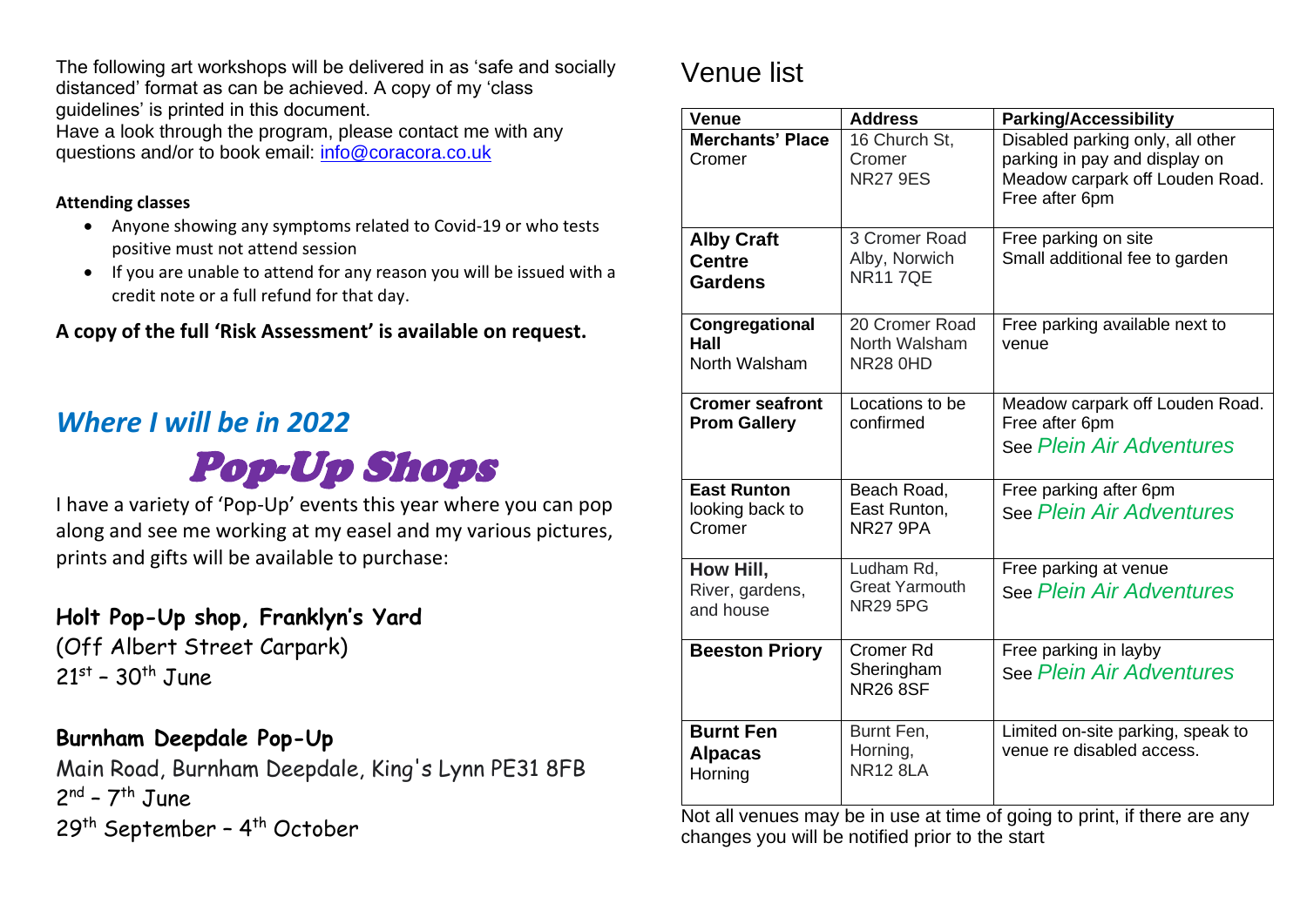The following art workshops will be delivered in as 'safe and socially distanced' format as can be achieved. A copy of my 'class guidelines' is printed in this document.

Have a look through the program, please contact me with any questions and/or to book email: info@coracora.co.uk

**Attending classes**

- Anyone showing any symptoms related to Covid-19 or who tests positive must not attend session
- If you are unable to attend for any reason you will be issued with a credit note or a full refund for that day.

**A copy of the full 'Risk Assessment' is available on request.**

## *Where I will be in 2022*

## *Pop-Up Shops*

I have a variety of 'Pop-Up' events this year where you can pop along and see me working at my easel and my various pictures, prints and gifts will be available to purchase:

**Holt Pop-Up shop, Franklyn's Yard**
(Off Albert Street Carpark)
21st – 30th June

**Burnham Deepdale Pop-Up**
Main Road, Burnham Deepdale, King's Lynn PE31 8FB
2nd – 7th June
29th September – 4th October

# Venue list

| Venue | Address | Parking/Accessibility |
|---|---|---|
| **Merchants' Place** Cromer | 16 Church St, Cromer NR27 9ES | Disabled parking only, all other parking in pay and display on Meadow carpark off Louden Road. Free after 6pm |
| **Alby Craft Centre Gardens** | 3 Cromer Road Alby, Norwich NR11 7QE | Free parking on site Small additional fee to garden |
| **Congregational Hall** North Walsham | 20 Cromer Road North Walsham NR28 0HD | Free parking available next to venue |
| **Cromer seafront Prom Gallery** | Locations to be confirmed | Meadow carpark off Louden Road. Free after 6pm See *Plein Air Adventures* |
| **East Runton** looking back to Cromer | Beach Road, East Runton, NR27 9PA | Free parking after 6pm See *Plein Air Adventures* |
| **How Hill,** River, gardens, and house | Ludham Rd, Great Yarmouth NR29 5PG | Free parking at venue See *Plein Air Adventures* |
| **Beeston Priory** | Cromer Rd Sheringham NR26 8SF | Free parking in layby See *Plein Air Adventures* |
| **Burnt Fen Alpacas** Horning | Burnt Fen, Horning, NR12 8LA | Limited on-site parking, speak to venue re disabled access. |

Not all venues may be in use at time of going to print, if there are any changes you will be notified prior to the start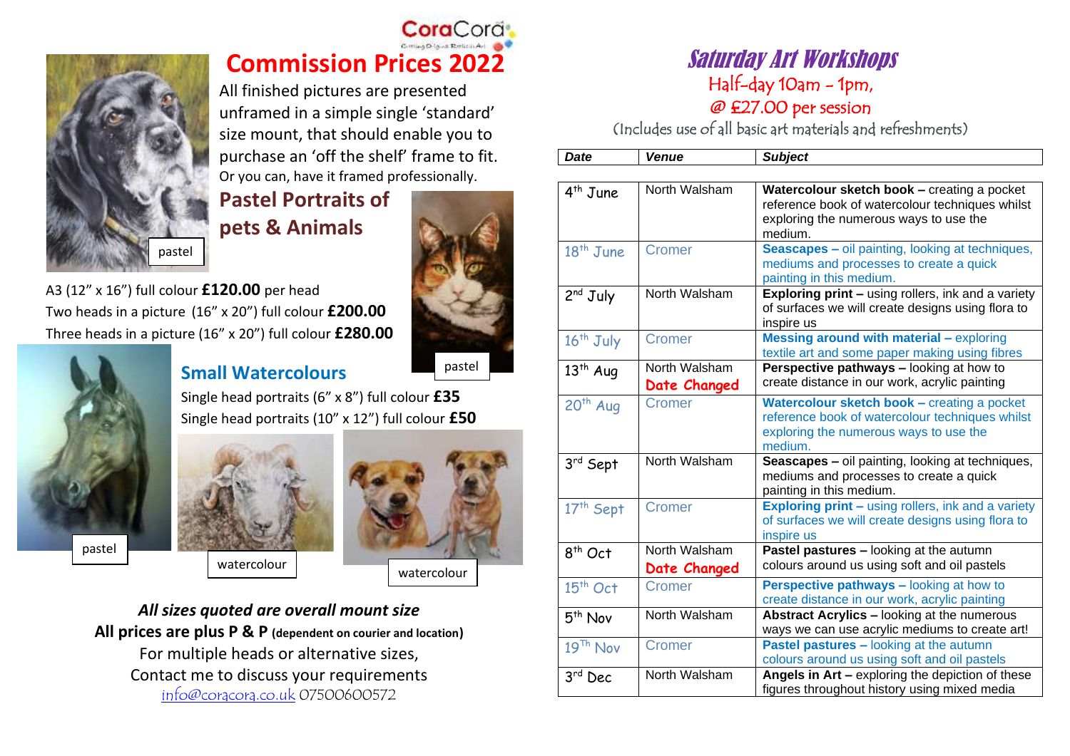CoraCora

# Commission Prices 2022

All finished pictures are presented unframed in a simple single 'standard' size mount, that should enable you to purchase an 'off the shelf' frame to fit.
Or you can, have it framed professionally.

## Pastel Portraits of pets & Animals

pastel

pastel

A3 (12" x 16") full colour **£120.00** per head
Two heads in a picture (16" x 20") full colour **£200.00**
Three heads in a picture (16" x 20") full colour **£280.00**

## Small Watercolours

Single head portraits (6" x 8") full colour **£35**
Single head portraits (10" x 12") full colour **£50**

pastel

watercolour

watercolour

***All sizes quoted are overall mount size***
**All prices are plus P & P (dependent on courier and location)**
For multiple heads or alternative sizes,
Contact me to discuss your requirements
info@coracora.co.uk 07500600572

# *Saturday Art Workshops*

Half-day 10am - 1pm,
@ £27.00 per session
(Includes use of all basic art materials and refreshments)

| *Date* | *Venue* | *Subject* |
|---|---|---|
| 4th June | North Walsham | **Watercolour sketch book –** creating a pocket reference book of watercolour techniques whilst exploring the numerous ways to use the medium. |
| 18th June | Cromer | **Seascapes –** oil painting, looking at techniques, mediums and processes to create a quick painting in this medium. |
| 2nd July | North Walsham | **Exploring print –** using rollers, ink and a variety of surfaces we will create designs using flora to inspire us |
| 16th July | Cromer | **Messing around with material –** exploring textile art and some paper making using fibres |
| 13th Aug | North Walsham **Date Changed** | **Perspective pathways –** looking at how to create distance in our work, acrylic painting |
| 20th Aug | Cromer | **Watercolour sketch book –** creating a pocket reference book of watercolour techniques whilst exploring the numerous ways to use the medium. |
| 3rd Sept | North Walsham | **Seascapes –** oil painting, looking at techniques, mediums and processes to create a quick painting in this medium. |
| 17th Sept | Cromer | **Exploring print –** using rollers, ink and a variety of surfaces we will create designs using flora to inspire us |
| 8th Oct | North Walsham **Date Changed** | **Pastel pastures –** looking at the autumn colours around us using soft and oil pastels |
| 15th Oct | Cromer | **Perspective pathways –** looking at how to create distance in our work, acrylic painting |
| 5th Nov | North Walsham | **Abstract Acrylics –** looking at the numerous ways we can use acrylic mediums to create art! |
| 19Th Nov | Cromer | **Pastel pastures –** looking at the autumn colours around us using soft and oil pastels |
| 3rd Dec | North Walsham | **Angels in Art –** exploring the depiction of these figures throughout history using mixed media |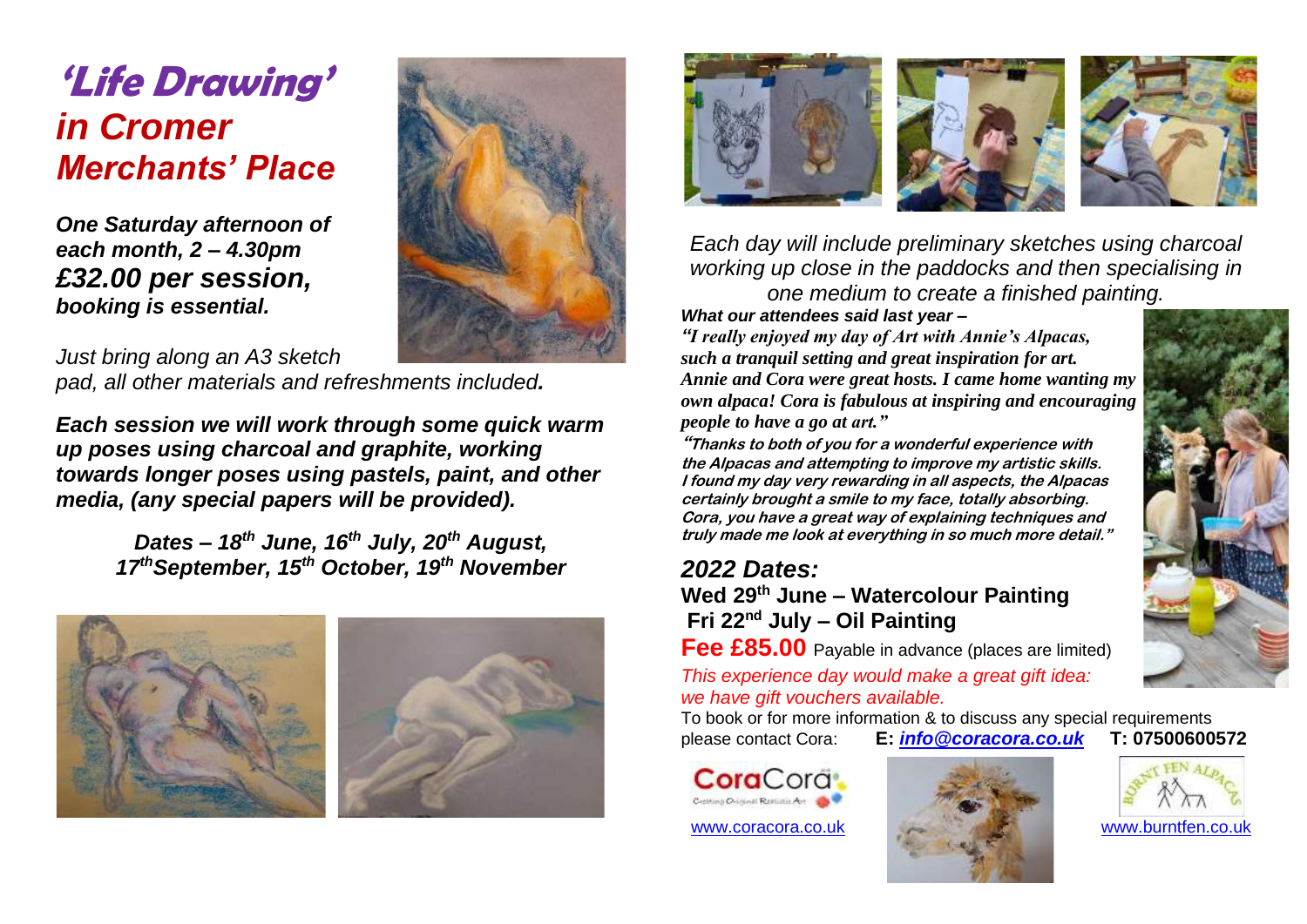# *'Life Drawing'*

## *in Cromer Merchants' Place*

***One Saturday afternoon of each month, 2 – 4.30pm***
***£32.00 per session,***
***booking is essential.***

*Just bring along an A3 sketch pad, all other materials and refreshments included.*

***Each session we will work through some quick warm up poses using charcoal and graphite, working towards longer poses using pastels, paint, and other media, (any special papers will be provided).***

***Dates – 18th June, 16th July, 20th August, 17th September, 15th October, 19th November***

*Each day will include preliminary sketches using charcoal working up close in the paddocks and then specialising in one medium to create a finished painting.*

***What our attendees said last year –***

***"I really enjoyed my day of Art with Annie's Alpacas, such a tranquil setting and great inspiration for art. Annie and Cora were great hosts. I came home wanting my own alpaca! Cora is fabulous at inspiring and encouraging people to have a go at art."***

***"Thanks to both of you for a wonderful experience with the Alpacas and attempting to improve my artistic skills. I found my day very rewarding in all aspects, the Alpacas certainly brought a smile to my face, totally absorbing. Cora, you have a great way of explaining techniques and truly made me look at everything in so much more detail."***

## *2022 Dates:*

**Wed 29th June – Watercolour Painting**
**Fri 22nd July – Oil Painting**

**Fee £85.00** Payable in advance (places are limited)

*This experience day would make a great gift idea: we have gift vouchers available.*

To book or for more information & to discuss any special requirements please contact Cora: **E: *info@coracora.co.uk*** **T: 07500600572**

CoraCora – Creating Original Realistic Art

www.coracora.co.uk

Burnt Fen Alpacas

www.burntfen.co.uk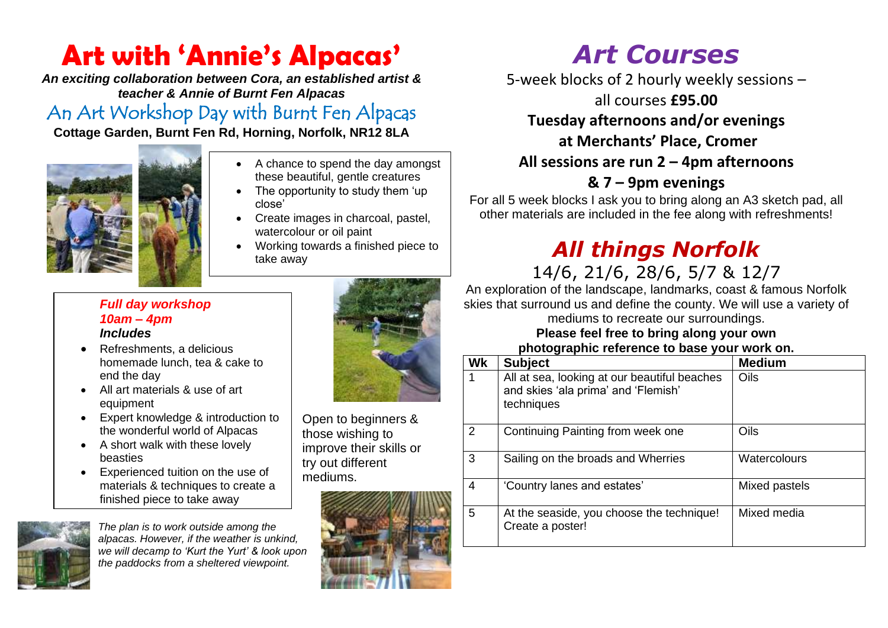# Art with 'Annie's Alpacas'

***An exciting collaboration between Cora, an established artist & teacher & Annie of Burnt Fen Alpacas***

## An Art Workshop Day with Burnt Fen Alpacas

**Cottage Garden, Burnt Fen Rd, Horning, Norfolk, NR12 8LA**

- A chance to spend the day amongst these beautiful, gentle creatures
- The opportunity to study them 'up close'
- Create images in charcoal, pastel, watercolour or oil paint
- Working towards a finished piece to take away

***Full day workshop***
***10am – 4pm***
***Includes***

- Refreshments, a delicious homemade lunch, tea & cake to end the day
- All art materials & use of art equipment
- Expert knowledge & introduction to the wonderful world of Alpacas
- A short walk with these lovely beasties
- Experienced tuition on the use of materials & techniques to create a finished piece to take away

Open to beginners & those wishing to improve their skills or try out different mediums.

*The plan is to work outside among the alpacas. However, if the weather is unkind, we will decamp to 'Kurt the Yurt' & look upon the paddocks from a sheltered viewpoint.*

# *Art Courses*

5-week blocks of 2 hourly weekly sessions – all courses **£95.00**

**Tuesday afternoons and/or evenings at Merchants' Place, Cromer**

**All sessions are run 2 – 4pm afternoons & 7 – 9pm evenings**

For all 5 week blocks I ask you to bring along an A3 sketch pad, all other materials are included in the fee along with refreshments!

## *All things Norfolk*

14/6, 21/6, 28/6, 5/7 & 12/7

An exploration of the landscape, landmarks, coast & famous Norfolk skies that surround us and define the county. We will use a variety of mediums to recreate our surroundings.

**Please feel free to bring along your own photographic reference to base your work on.**

| Wk | Subject | Medium |
|---|---|---|
| 1 | All at sea, looking at our beautiful beaches and skies 'ala prima' and 'Flemish' techniques | Oils |
| 2 | Continuing Painting from week one | Oils |
| 3 | Sailing on the broads and Wherries | Watercolours |
| 4 | 'Country lanes and estates' | Mixed pastels |
| 5 | At the seaside, you choose the technique! Create a poster! | Mixed media |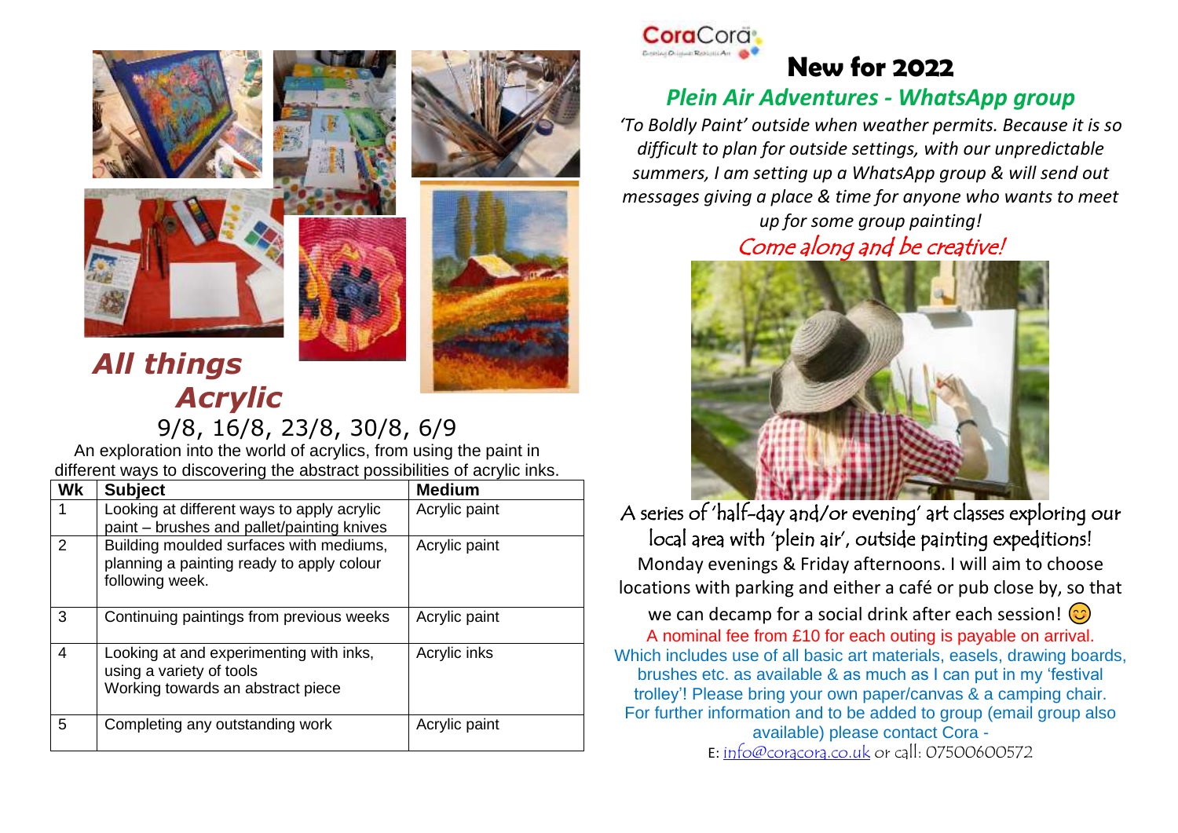## All things Acrylic

9/8, 16/8, 23/8, 30/8, 6/9

An exploration into the world of acrylics, from using the paint in different ways to discovering the abstract possibilities of acrylic inks.

| Wk | Subject | Medium |
|---|---|---|
| 1 | Looking at different ways to apply acrylic paint – brushes and pallet/painting knives | Acrylic paint |
| 2 | Building moulded surfaces with mediums, planning a painting ready to apply colour following week. | Acrylic paint |
| 3 | Continuing paintings from previous weeks | Acrylic paint |
| 4 | Looking at and experimenting with inks, using a variety of tools Working towards an abstract piece | Acrylic inks |
| 5 | Completing any outstanding work | Acrylic paint |

CoraCora

# New for 2022

## *Plein Air Adventures - WhatsApp group*

*'To Boldly Paint' outside when weather permits. Because it is so difficult to plan for outside settings, with our unpredictable summers, I am setting up a WhatsApp group & will send out messages giving a place & time for anyone who wants to meet up for some group painting!*

Come along and be creative!

A series of 'half-day and/or evening' art classes exploring our local area with 'plein air', outside painting expeditions!

Monday evenings & Friday afternoons. I will aim to choose locations with parking and either a café or pub close by, so that we can decamp for a social drink after each session! 😊

A nominal fee from £10 for each outing is payable on arrival.

Which includes use of all basic art materials, easels, drawing boards, brushes etc. as available & as much as I can put in my 'festival trolley'! Please bring your own paper/canvas & a camping chair.

For further information and to be added to group (email group also available) please contact Cora -

E: info@coracora.co.uk or call: 07500600572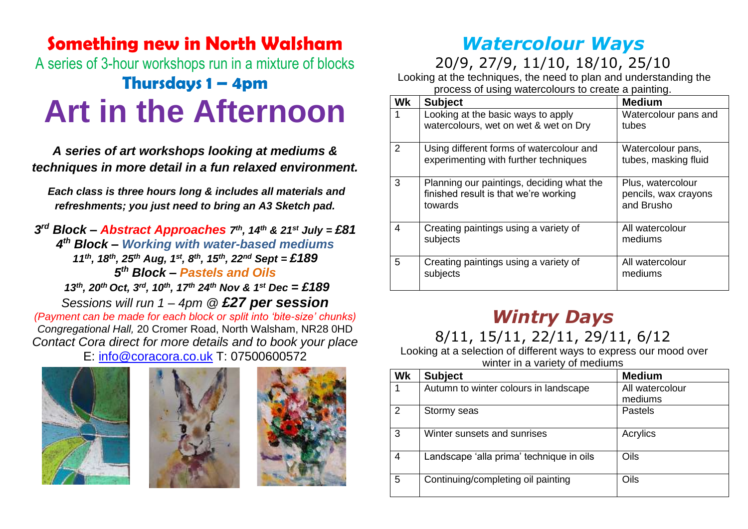## Something new in North Walsham

A series of 3-hour workshops run in a mixture of blocks

### Thursdays 1 – 4pm

# Art in the Afternoon

***A series of art workshops looking at mediums & techniques in more detail in a fun relaxed environment.***

***Each class is three hours long & includes all materials and refreshments; you just need to bring an A3 Sketch pad.***

***3rd Block – Abstract Approaches 7th, 14th & 21st July = £81***

***4th Block – Working with water-based mediums***

***11th, 18th, 25th Aug, 1st, 8th, 15th, 22nd Sept = £189***

***5th Block – Pastels and Oils***

***13th, 20th Oct, 3rd, 10th, 17th 24th Nov & 1st Dec = £189***

*Sessions will run 1 – 4pm @ **£27 per session***

*(Payment can be made for each block or split into 'bite-size' chunks)*

*Congregational Hall,* 20 Cromer Road, North Walsham, NR28 0HD

*Contact Cora direct for more details and to book your place*

E: info@coracora.co.uk T: 07500600572

## *Watercolour Ways*

20/9, 27/9, 11/10, 18/10, 25/10

Looking at the techniques, the need to plan and understanding the process of using watercolours to create a painting.

| Wk | Subject | Medium |
|---|---|---|
| 1 | Looking at the basic ways to apply watercolours, wet on wet & wet on Dry | Watercolour pans and tubes |
| 2 | Using different forms of watercolour and experimenting with further techniques | Watercolour pans, tubes, masking fluid |
| 3 | Planning our paintings, deciding what the finished result is that we're working towards | Plus, watercolour pencils, wax crayons and Brusho |
| 4 | Creating paintings using a variety of subjects | All watercolour mediums |
| 5 | Creating paintings using a variety of subjects | All watercolour mediums |

## *Wintry Days*

8/11, 15/11, 22/11, 29/11, 6/12

Looking at a selection of different ways to express our mood over winter in a variety of mediums

| Wk | Subject | Medium |
|---|---|---|
| 1 | Autumn to winter colours in landscape | All watercolour mediums |
| 2 | Stormy seas | Pastels |
| 3 | Winter sunsets and sunrises | Acrylics |
| 4 | Landscape 'alla prima' technique in oils | Oils |
| 5 | Continuing/completing oil painting | Oils |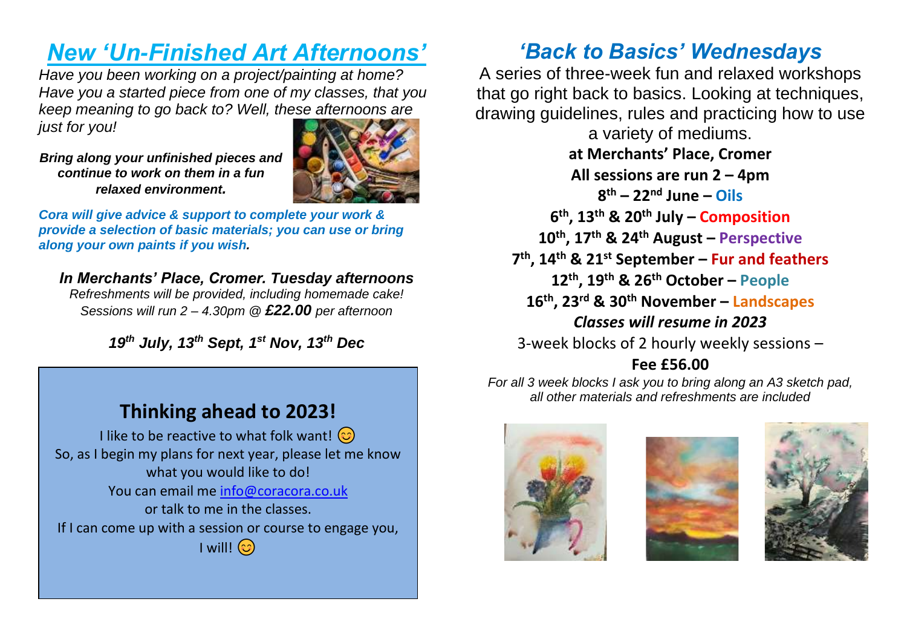# *New 'Un-Finished Art Afternoons'*

*Have you been working on a project/painting at home? Have you a started piece from one of my classes, that you keep meaning to go back to? Well, these afternoons are just for you!*

***Bring along your unfinished pieces and continue to work on them in a fun relaxed environment.***

***Cora will give advice & support to complete your work & provide a selection of basic materials; you can use or bring along your own paints if you wish.***

***In Merchants' Place, Cromer. Tuesday afternoons***

*Refreshments will be provided, including homemade cake!*

*Sessions will run 2 – 4.30pm @* ***£22.00*** *per afternoon*

***19th July, 13th Sept, 1st Nov, 13th Dec***

## Thinking ahead to 2023!

I like to be reactive to what folk want! 😊

So, as I begin my plans for next year, please let me know what you would like to do!

You can email me info@coracora.co.uk

or talk to me in the classes.

If I can come up with a session or course to engage you, I will! 😊

# *'Back to Basics' Wednesdays*

A series of three-week fun and relaxed workshops that go right back to basics. Looking at techniques, drawing guidelines, rules and practicing how to use a variety of mediums.

**at Merchants' Place, Cromer**

**All sessions are run 2 – 4pm**

**8th – 22nd June – Oils**

**6th, 13th & 20th July – Composition**

**10th, 17th & 24th August – Perspective**

**7th, 14th & 21st September – Fur and feathers**

**12th, 19th & 26th October – People**

**16th, 23rd & 30th November – Landscapes**

***Classes will resume in 2023***

3-week blocks of 2 hourly weekly sessions –

**Fee £56.00**

*For all 3 week blocks I ask you to bring along an A3 sketch pad, all other materials and refreshments are included*